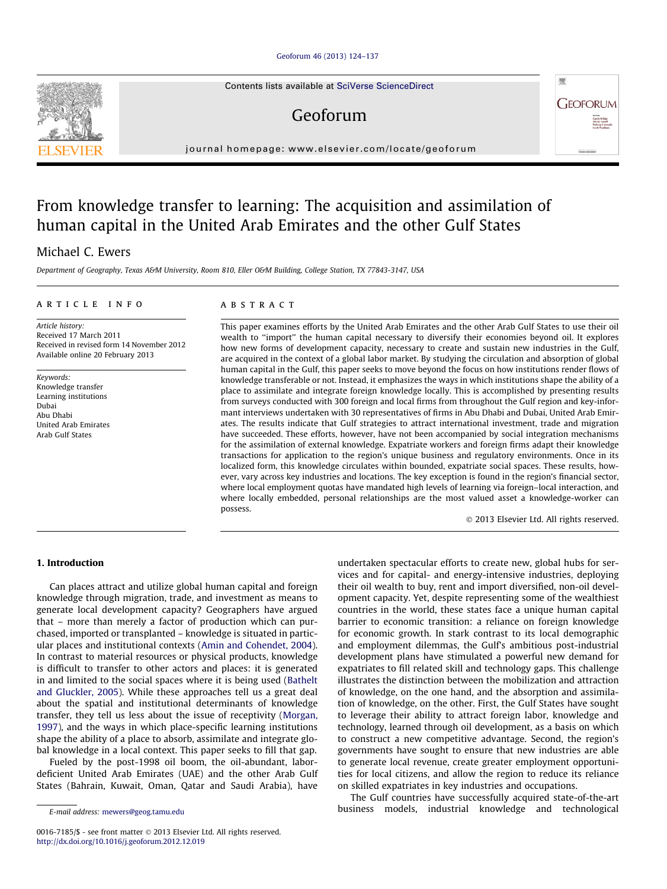# From knowledge transfer to learning: The acquisition and assimilation of human capital in the United Arab Emirates and the other Gulf States

Michael C. Ewers

*Department of Geography, Texas A&M University, Room 810, Eller O&M Building, College Station, TX 77843-3147, USA*

**ARTICLE INFO**

*Article history:*
Received 17 March 2011
Received in revised form 14 November 2012
Available online 20 February 2013

*Keywords:*
Knowledge transfer
Learning institutions
Dubai
Abu Dhabi
United Arab Emirates
Arab Gulf States

**ABSTRACT**

This paper examines efforts by the United Arab Emirates and the other Arab Gulf States to use their oil wealth to "import" the human capital necessary to diversify their economies beyond oil. It explores how new forms of development capacity, necessary to create and sustain new industries in the Gulf, are acquired in the context of a global labor market. By studying the circulation and absorption of global human capital in the Gulf, this paper seeks to move beyond the focus on how institutions render flows of knowledge transferable or not. Instead, it emphasizes the ways in which institutions shape the ability of a place to assimilate and integrate foreign knowledge locally. This is accomplished by presenting results from surveys conducted with 300 foreign and local firms from throughout the Gulf region and key-informant interviews undertaken with 30 representatives of firms in Abu Dhabi and Dubai, United Arab Emirates. The results indicate that Gulf strategies to attract international investment, trade and migration have succeeded. These efforts, however, have not been accompanied by social integration mechanisms for the assimilation of external knowledge. Expatriate workers and foreign firms adapt their knowledge transactions for application to the region's unique business and regulatory environments. Once in its localized form, this knowledge circulates within bounded, expatriate social spaces. These results, however, vary across key industries and locations. The key exception is found in the region's financial sector, where local employment quotas have mandated high levels of learning via foreign–local interaction, and where locally embedded, personal relationships are the most valued asset a knowledge-worker can possess.

© 2013 Elsevier Ltd. All rights reserved.

## 1. Introduction

Can places attract and utilize global human capital and foreign knowledge through migration, trade, and investment as means to generate local development capacity? Geographers have argued that – more than merely a factor of production which can purchased, imported or transplanted – knowledge is situated in particular places and institutional contexts (Amin and Cohendet, 2004). In contrast to material resources or physical products, knowledge is difficult to transfer to other actors and places: it is generated in and limited to the social spaces where it is being used (Bathelt and Gluckler, 2005). While these approaches tell us a great deal about the spatial and institutional determinants of knowledge transfer, they tell us less about the issue of receptivity (Morgan, 1997), and the ways in which place-specific learning institutions shape the ability of a place to absorb, assimilate and integrate global knowledge in a local context. This paper seeks to fill that gap.

Fueled by the post-1998 oil boom, the oil-abundant, labor-deficient United Arab Emirates (UAE) and the other Arab Gulf States (Bahrain, Kuwait, Oman, Qatar and Saudi Arabia), have undertaken spectacular efforts to create new, global hubs for services and for capital- and energy-intensive industries, deploying their oil wealth to buy, rent and import diversified, non-oil development capacity. Yet, despite representing some of the wealthiest countries in the world, these states face a unique human capital barrier to economic transition: a reliance on foreign knowledge for economic growth. In stark contrast to its local demographic and employment dilemmas, the Gulf's ambitious post-industrial development plans have stimulated a powerful new demand for expatriates to fill related skill and technology gaps. This challenge illustrates the distinction between the mobilization and attraction of knowledge, on the one hand, and the absorption and assimilation of knowledge, on the other. First, the Gulf States have sought to leverage their ability to attract foreign labor, knowledge and technology, learned through oil development, as a basis on which to construct a new competitive advantage. Second, the region's governments have sought to ensure that new industries are able to generate local revenue, create greater employment opportunities for local citizens, and allow the region to reduce its reliance on skilled expatriates in key industries and occupations.

The Gulf countries have successfully acquired state-of-the-art business models, industrial knowledge and technological

E-mail address: mewers@geog.tamu.edu

0016-7185/$ - see front matter © 2013 Elsevier Ltd. All rights reserved.
http://dx.doi.org/10.1016/j.geoforum.2012.12.019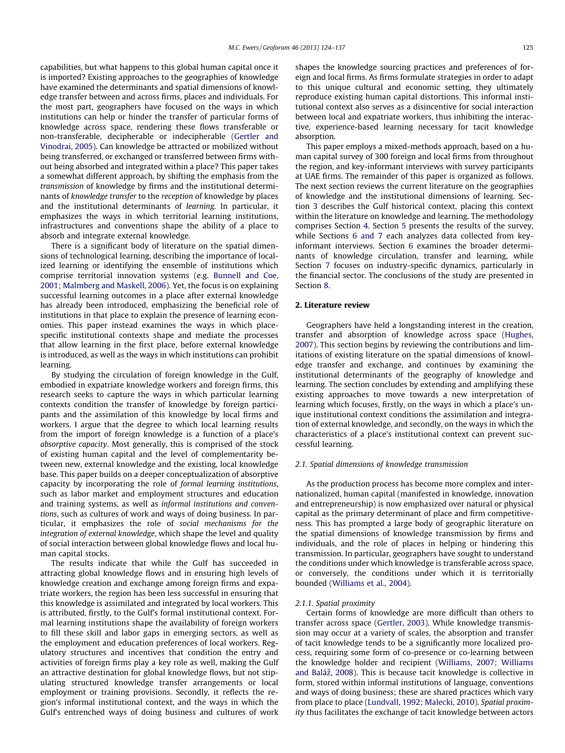capabilities, but what happens to this global human capital once it is imported? Existing approaches to the geographies of knowledge have examined the determinants and spatial dimensions of knowledge transfer between and across firms, places and individuals. For the most part, geographers have focused on the ways in which institutions can help or hinder the transfer of particular forms of knowledge across space, rendering these flows transferable or non-transferable, decipherable or indecipherable (Gertler and Vinodrai, 2005). Can knowledge be attracted or mobilized without being transferred, or exchanged or transferred between firms without being absorbed and integrated within a place? This paper takes a somewhat different approach, by shifting the emphasis from the *transmission* of knowledge by firms and the institutional determinants of *knowledge transfer* to the *reception* of knowledge by places and the institutional determinants of *learning*. In particular, it emphasizes the ways in which territorial learning institutions, infrastructures and conventions shape the ability of a place to absorb and integrate external knowledge.

There is a significant body of literature on the spatial dimensions of technological learning, describing the importance of localized learning or identifying the ensemble of institutions which comprise territorial innovation systems (e.g. Bunnell and Coe, 2001; Malmberg and Maskell, 2006). Yet, the focus is on explaining successful learning outcomes in a place after external knowledge has already been introduced, emphasizing the beneficial role of institutions in that place to explain the presence of learning economies. This paper instead examines the ways in which place-specific institutional contexts shape and mediate the processes that allow learning in the first place, before external knowledge is introduced, as well as the ways in which institutions can prohibit learning.

By studying the circulation of foreign knowledge in the Gulf, embodied in expatriate knowledge workers and foreign firms, this research seeks to capture the ways in which particular learning contexts condition the transfer of knowledge by foreign participants and the assimilation of this knowledge by local firms and workers. I argue that the degree to which local learning results from the import of foreign knowledge is a function of a place's *absorptive capacity*. Most generally, this is comprised of the stock of existing human capital and the level of complementarity between new, external knowledge and the existing, local knowledge base. This paper builds on a deeper conceptualization of absorptive capacity by incorporating the role of *formal learning institutions*, such as labor market and employment structures and education and training systems, as well as *informal institutions and conventions*, such as cultures of work and ways of doing business. In particular, it emphasizes the role of *social mechanisms for the integration of external knowledge*, which shape the level and quality of social interaction between global knowledge flows and local human capital stocks.

The results indicate that while the Gulf has succeeded in attracting global knowledge flows and in ensuring high levels of knowledge creation and exchange among foreign firms and expatriate workers, the region has been less successful in ensuring that this knowledge is assimilated and integrated by local workers. This is attributed, firstly, to the Gulf's formal institutional context. Formal learning institutions shape the availability of foreign workers to fill these skill and labor gaps in emerging sectors, as well as the employment and education preferences of local workers. Regulatory structures and incentives that condition the entry and activities of foreign firms play a key role as well, making the Gulf an attractive destination for global knowledge flows, but not stipulating structured knowledge transfer arrangements or local employment or training provisions. Secondly, it reflects the region's informal institutional context, and the ways in which the Gulf's entrenched ways of doing business and cultures of work shapes the knowledge sourcing practices and preferences of foreign and local firms. As firms formulate strategies in order to adapt to this unique cultural and economic setting, they ultimately reproduce existing human capital distortions. This informal institutional context also serves as a disincentive for social interaction between local and expatriate workers, thus inhibiting the interactive, experience-based learning necessary for tacit knowledge absorption.

This paper employs a mixed-methods approach, based on a human capital survey of 300 foreign and local firms from throughout the region, and key-informant interviews with survey participants at UAE firms. The remainder of this paper is organized as follows. The next section reviews the current literature on the geographies of knowledge and the institutional dimensions of learning. Section 3 describes the Gulf historical context, placing this context within the literature on knowledge and learning. The methodology comprises Section 4. Section 5 presents the results of the survey, while Sections 6 and 7 each analyzes data collected from key-informant interviews. Section 6 examines the broader determinants of knowledge circulation, transfer and learning, while Section 7 focuses on industry-specific dynamics, particularly in the financial sector. The conclusions of the study are presented in Section 8.

## 2. Literature review

Geographers have held a longstanding interest in the creation, transfer and absorption of knowledge across space (Hughes, 2007). This section begins by reviewing the contributions and limitations of existing literature on the spatial dimensions of knowledge transfer and exchange, and continues by examining the institutional determinants of the geography of knowledge and learning. The section concludes by extending and amplifying these existing approaches to move towards a new interpretation of learning which focuses, firstly, on the ways in which a place's unique institutional context conditions the assimilation and integration of external knowledge, and secondly, on the ways in which the characteristics of a place's institutional context can prevent successful learning.

### 2.1. Spatial dimensions of knowledge transmission

As the production process has become more complex and internationalized, human capital (manifested in knowledge, innovation and entrepreneurship) is now emphasized over natural or physical capital as the primary determinant of place and firm competitiveness. This has prompted a large body of geographic literature on the spatial dimensions of knowledge transmission by firms and individuals, and the role of places in helping or hindering this transmission. In particular, geographers have sought to understand the conditions under which knowledge is transferable across space, or conversely, the conditions under which it is territorially bounded (Williams et al., 2004).

#### 2.1.1. Spatial proximity

Certain forms of knowledge are more difficult than others to transfer across space (Gertler, 2003). While knowledge transmission may occur at a variety of scales, the absorption and transfer of tacit knowledge tends to be a significantly more localized process, requiring some form of co-presence or co-learning between the knowledge holder and recipient (Williams, 2007; Williams and Baláž, 2008). This is because tacit knowledge is collective in form, stored within informal institutions of language, conventions and ways of doing business; these are shared practices which vary from place to place (Lundvall, 1992; Malecki, 2010). *Spatial proximity* thus facilitates the exchange of tacit knowledge between actors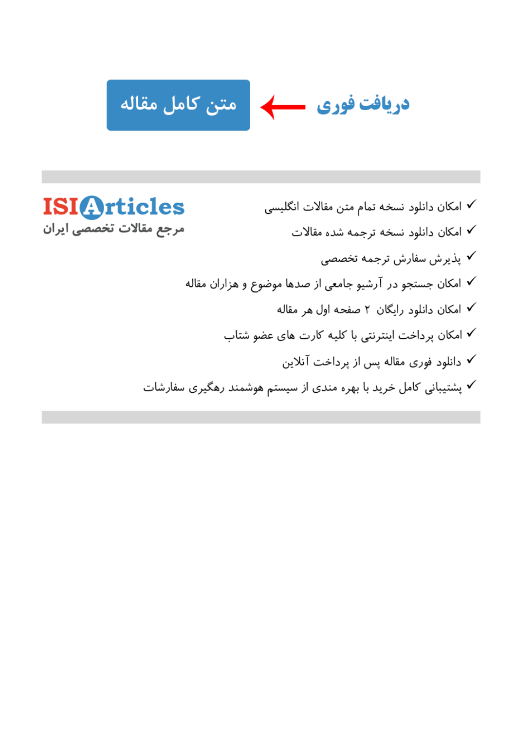دریافت فوری ← **متن کامل مقاله**

**ISIArticles**
مرجع مقالات تخصصی ایران

- ✓ امکان دانلود نسخه تمام متن مقالات انگلیسی
- ✓ امکان دانلود نسخه ترجمه شده مقالات
- ✓ پذیرش سفارش ترجمه تخصصی
- ✓ امکان جستجو در آرشیو جامعی از صدها موضوع و هزاران مقاله
- ✓ امکان دانلود رایگان ۲ صفحه اول هر مقاله
- ✓ امکان پرداخت اینترنتی با کلیه کارت های عضو شتاب
- ✓ دانلود فوری مقاله پس از پرداخت آنلاین
- ✓ پشتیبانی کامل خرید با بهره مندی از سیستم هوشمند رهگیری سفارشات